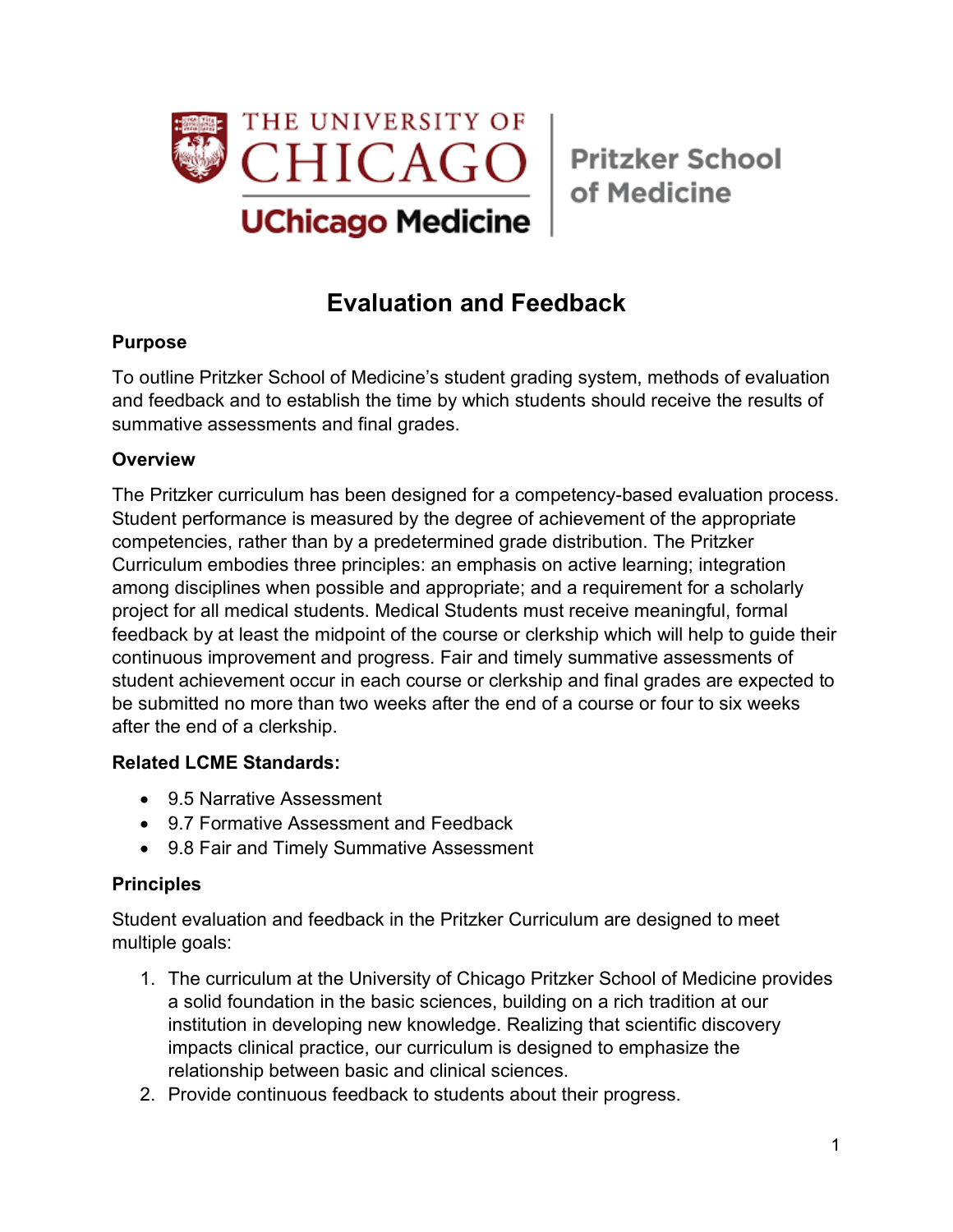THE UNIVERSITY OF CHICAGO

UChicago Medicine

Pritzker School of Medicine

# Evaluation and Feedback

**Purpose**

To outline Pritzker School of Medicine's student grading system, methods of evaluation and feedback and to establish the time by which students should receive the results of summative assessments and final grades.

**Overview**

The Pritzker curriculum has been designed for a competency-based evaluation process. Student performance is measured by the degree of achievement of the appropriate competencies, rather than by a predetermined grade distribution. The Pritzker Curriculum embodies three principles: an emphasis on active learning; integration among disciplines when possible and appropriate; and a requirement for a scholarly project for all medical students. Medical Students must receive meaningful, formal feedback by at least the midpoint of the course or clerkship which will help to guide their continuous improvement and progress. Fair and timely summative assessments of student achievement occur in each course or clerkship and final grades are expected to be submitted no more than two weeks after the end of a course or four to six weeks after the end of a clerkship.

**Related LCME Standards:**

- 9.5 Narrative Assessment
- 9.7 Formative Assessment and Feedback
- 9.8 Fair and Timely Summative Assessment

**Principles**

Student evaluation and feedback in the Pritzker Curriculum are designed to meet multiple goals:

1. The curriculum at the University of Chicago Pritzker School of Medicine provides a solid foundation in the basic sciences, building on a rich tradition at our institution in developing new knowledge. Realizing that scientific discovery impacts clinical practice, our curriculum is designed to emphasize the relationship between basic and clinical sciences.
2. Provide continuous feedback to students about their progress.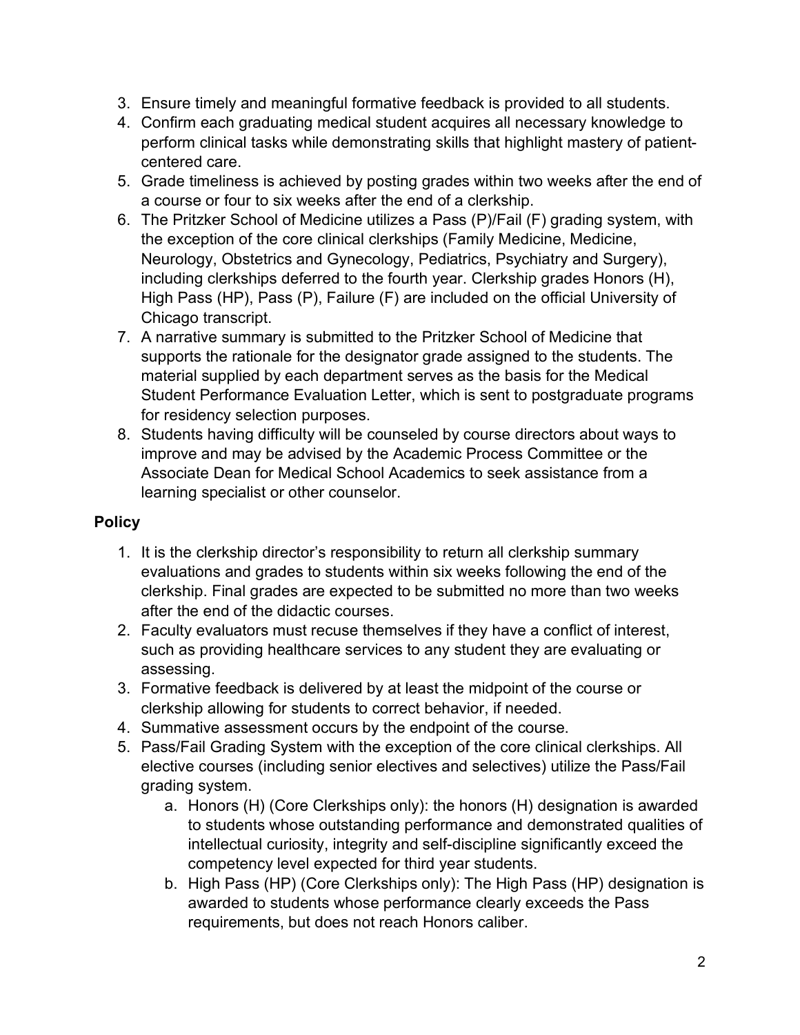3. Ensure timely and meaningful formative feedback is provided to all students.
4. Confirm each graduating medical student acquires all necessary knowledge to perform clinical tasks while demonstrating skills that highlight mastery of patient-centered care.
5. Grade timeliness is achieved by posting grades within two weeks after the end of a course or four to six weeks after the end of a clerkship.
6. The Pritzker School of Medicine utilizes a Pass (P)/Fail (F) grading system, with the exception of the core clinical clerkships (Family Medicine, Medicine, Neurology, Obstetrics and Gynecology, Pediatrics, Psychiatry and Surgery), including clerkships deferred to the fourth year. Clerkship grades Honors (H), High Pass (HP), Pass (P), Failure (F) are included on the official University of Chicago transcript.
7. A narrative summary is submitted to the Pritzker School of Medicine that supports the rationale for the designator grade assigned to the students. The material supplied by each department serves as the basis for the Medical Student Performance Evaluation Letter, which is sent to postgraduate programs for residency selection purposes.
8. Students having difficulty will be counseled by course directors about ways to improve and may be advised by the Academic Process Committee or the Associate Dean for Medical School Academics to seek assistance from a learning specialist or other counselor.

## Policy

1. It is the clerkship director's responsibility to return all clerkship summary evaluations and grades to students within six weeks following the end of the clerkship. Final grades are expected to be submitted no more than two weeks after the end of the didactic courses.
2. Faculty evaluators must recuse themselves if they have a conflict of interest, such as providing healthcare services to any student they are evaluating or assessing.
3. Formative feedback is delivered by at least the midpoint of the course or clerkship allowing for students to correct behavior, if needed.
4. Summative assessment occurs by the endpoint of the course.
5. Pass/Fail Grading System with the exception of the core clinical clerkships. All elective courses (including senior electives and selectives) utilize the Pass/Fail grading system.
    a. Honors (H) (Core Clerkships only): the honors (H) designation is awarded to students whose outstanding performance and demonstrated qualities of intellectual curiosity, integrity and self-discipline significantly exceed the competency level expected for third year students.
    b. High Pass (HP) (Core Clerkships only): The High Pass (HP) designation is awarded to students whose performance clearly exceeds the Pass requirements, but does not reach Honors caliber.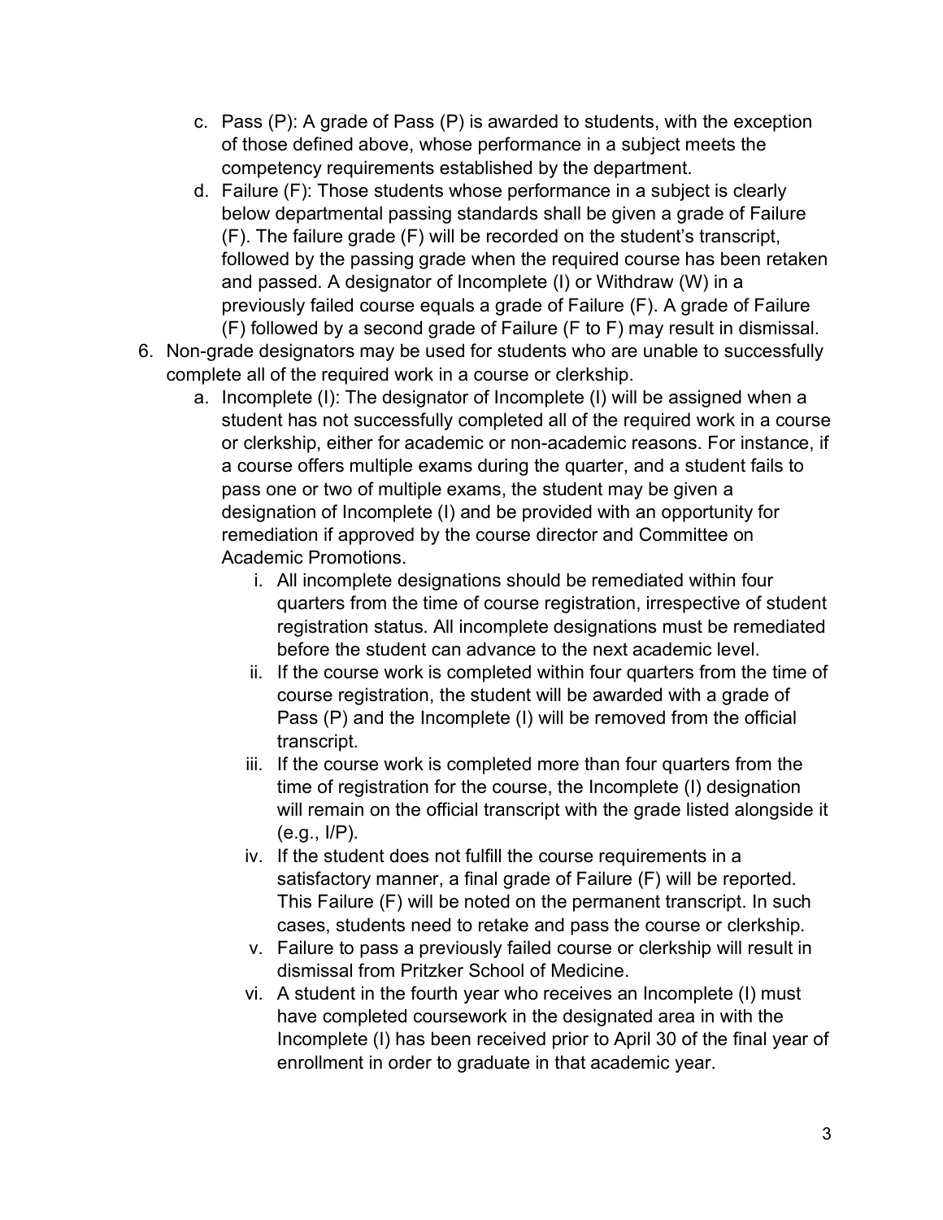c. Pass (P): A grade of Pass (P) is awarded to students, with the exception of those defined above, whose performance in a subject meets the competency requirements established by the department.
   d. Failure (F): Those students whose performance in a subject is clearly below departmental passing standards shall be given a grade of Failure (F). The failure grade (F) will be recorded on the student's transcript, followed by the passing grade when the required course has been retaken and passed. A designator of Incomplete (I) or Withdraw (W) in a previously failed course equals a grade of Failure (F). A grade of Failure (F) followed by a second grade of Failure (F to F) may result in dismissal.

6. Non-grade designators may be used for students who are unable to successfully complete all of the required work in a course or clerkship.
   a. Incomplete (I): The designator of Incomplete (I) will be assigned when a student has not successfully completed all of the required work in a course or clerkship, either for academic or non-academic reasons. For instance, if a course offers multiple exams during the quarter, and a student fails to pass one or two of multiple exams, the student may be given a designation of Incomplete (I) and be provided with an opportunity for remediation if approved by the course director and Committee on Academic Promotions.
      i. All incomplete designations should be remediated within four quarters from the time of course registration, irrespective of student registration status. All incomplete designations must be remediated before the student can advance to the next academic level.
      ii. If the course work is completed within four quarters from the time of course registration, the student will be awarded with a grade of Pass (P) and the Incomplete (I) will be removed from the official transcript.
      iii. If the course work is completed more than four quarters from the time of registration for the course, the Incomplete (I) designation will remain on the official transcript with the grade listed alongside it (e.g., I/P).
      iv. If the student does not fulfill the course requirements in a satisfactory manner, a final grade of Failure (F) will be reported. This Failure (F) will be noted on the permanent transcript. In such cases, students need to retake and pass the course or clerkship.
      v. Failure to pass a previously failed course or clerkship will result in dismissal from Pritzker School of Medicine.
      vi. A student in the fourth year who receives an Incomplete (I) must have completed coursework in the designated area in with the Incomplete (I) has been received prior to April 30 of the final year of enrollment in order to graduate in that academic year.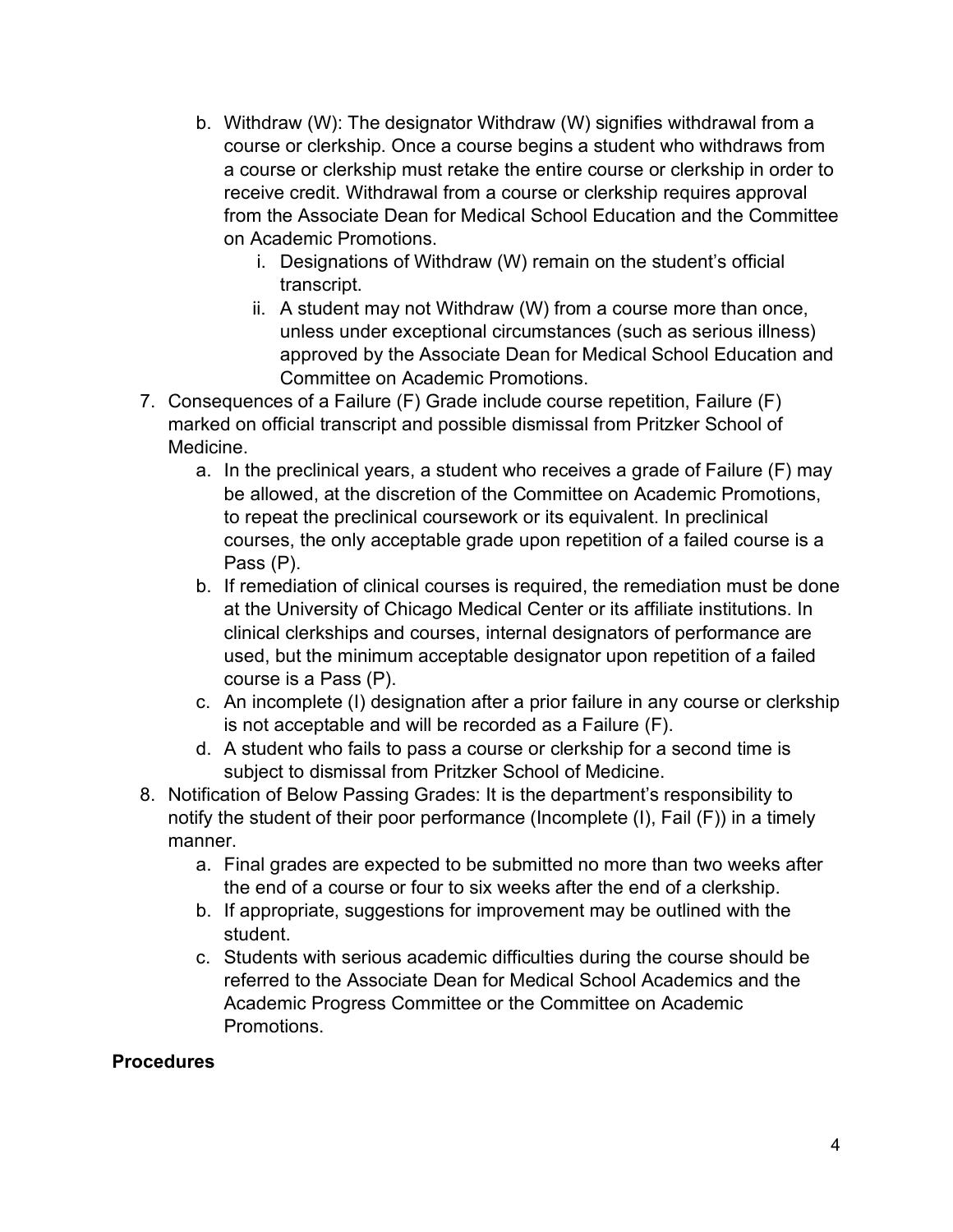b. Withdraw (W): The designator Withdraw (W) signifies withdrawal from a course or clerkship. Once a course begins a student who withdraws from a course or clerkship must retake the entire course or clerkship in order to receive credit. Withdrawal from a course or clerkship requires approval from the Associate Dean for Medical School Education and the Committee on Academic Promotions.
      i. Designations of Withdraw (W) remain on the student's official transcript.
      ii. A student may not Withdraw (W) from a course more than once, unless under exceptional circumstances (such as serious illness) approved by the Associate Dean for Medical School Education and Committee on Academic Promotions.

7. Consequences of a Failure (F) Grade include course repetition, Failure (F) marked on official transcript and possible dismissal from Pritzker School of Medicine.
   a. In the preclinical years, a student who receives a grade of Failure (F) may be allowed, at the discretion of the Committee on Academic Promotions, to repeat the preclinical coursework or its equivalent. In preclinical courses, the only acceptable grade upon repetition of a failed course is a Pass (P).
   b. If remediation of clinical courses is required, the remediation must be done at the University of Chicago Medical Center or its affiliate institutions. In clinical clerkships and courses, internal designators of performance are used, but the minimum acceptable designator upon repetition of a failed course is a Pass (P).
   c. An incomplete (I) designation after a prior failure in any course or clerkship is not acceptable and will be recorded as a Failure (F).
   d. A student who fails to pass a course or clerkship for a second time is subject to dismissal from Pritzker School of Medicine.

8. Notification of Below Passing Grades: It is the department's responsibility to notify the student of their poor performance (Incomplete (I), Fail (F)) in a timely manner.
   a. Final grades are expected to be submitted no more than two weeks after the end of a course or four to six weeks after the end of a clerkship.
   b. If appropriate, suggestions for improvement may be outlined with the student.
   c. Students with serious academic difficulties during the course should be referred to the Associate Dean for Medical School Academics and the Academic Progress Committee or the Committee on Academic Promotions.

**Procedures**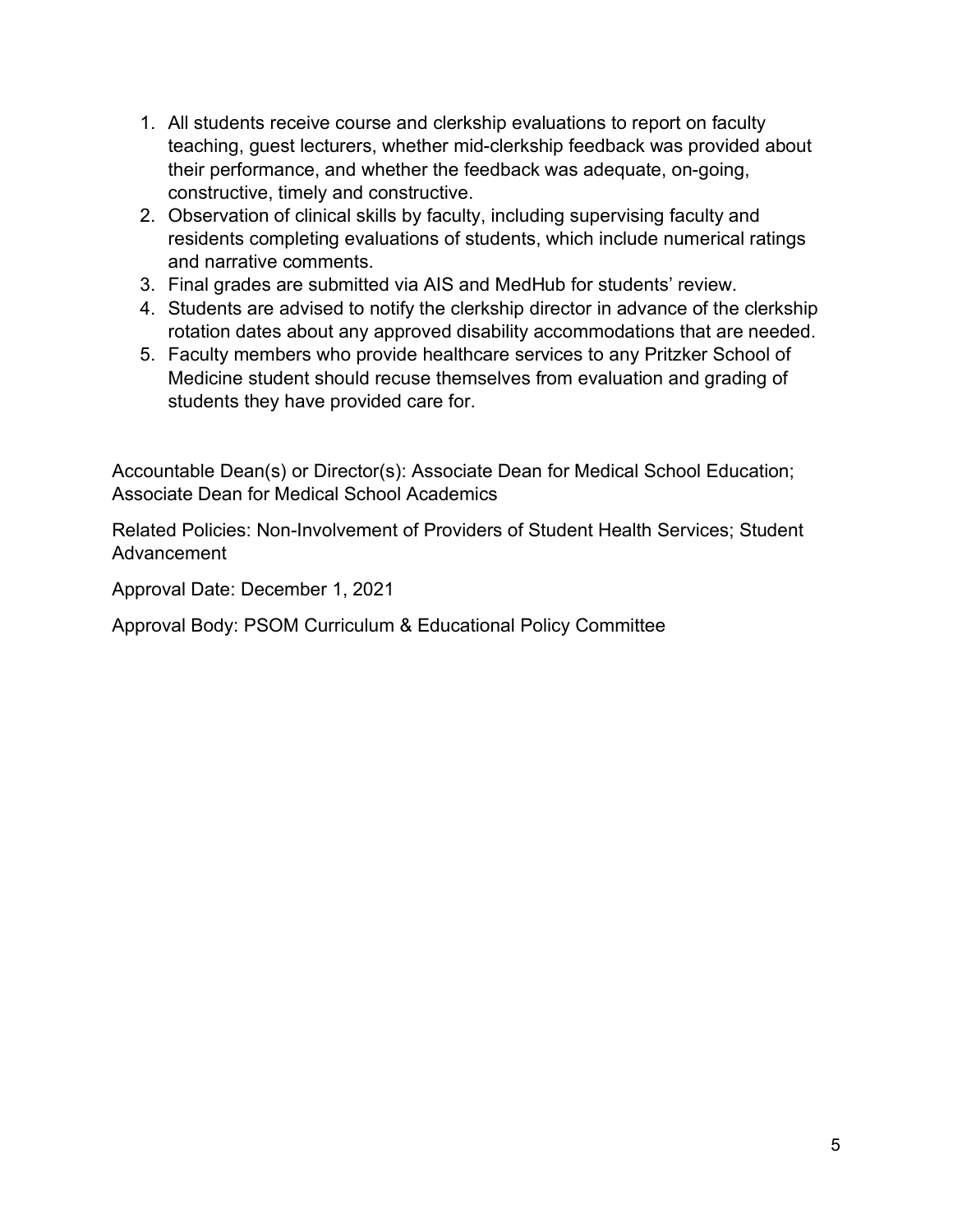1. All students receive course and clerkship evaluations to report on faculty teaching, guest lecturers, whether mid-clerkship feedback was provided about their performance, and whether the feedback was adequate, on-going, constructive, timely and constructive.
2. Observation of clinical skills by faculty, including supervising faculty and residents completing evaluations of students, which include numerical ratings and narrative comments.
3. Final grades are submitted via AIS and MedHub for students' review.
4. Students are advised to notify the clerkship director in advance of the clerkship rotation dates about any approved disability accommodations that are needed.
5. Faculty members who provide healthcare services to any Pritzker School of Medicine student should recuse themselves from evaluation and grading of students they have provided care for.

Accountable Dean(s) or Director(s): Associate Dean for Medical School Education; Associate Dean for Medical School Academics

Related Policies: Non-Involvement of Providers of Student Health Services; Student Advancement

Approval Date: December 1, 2021

Approval Body: PSOM Curriculum & Educational Policy Committee